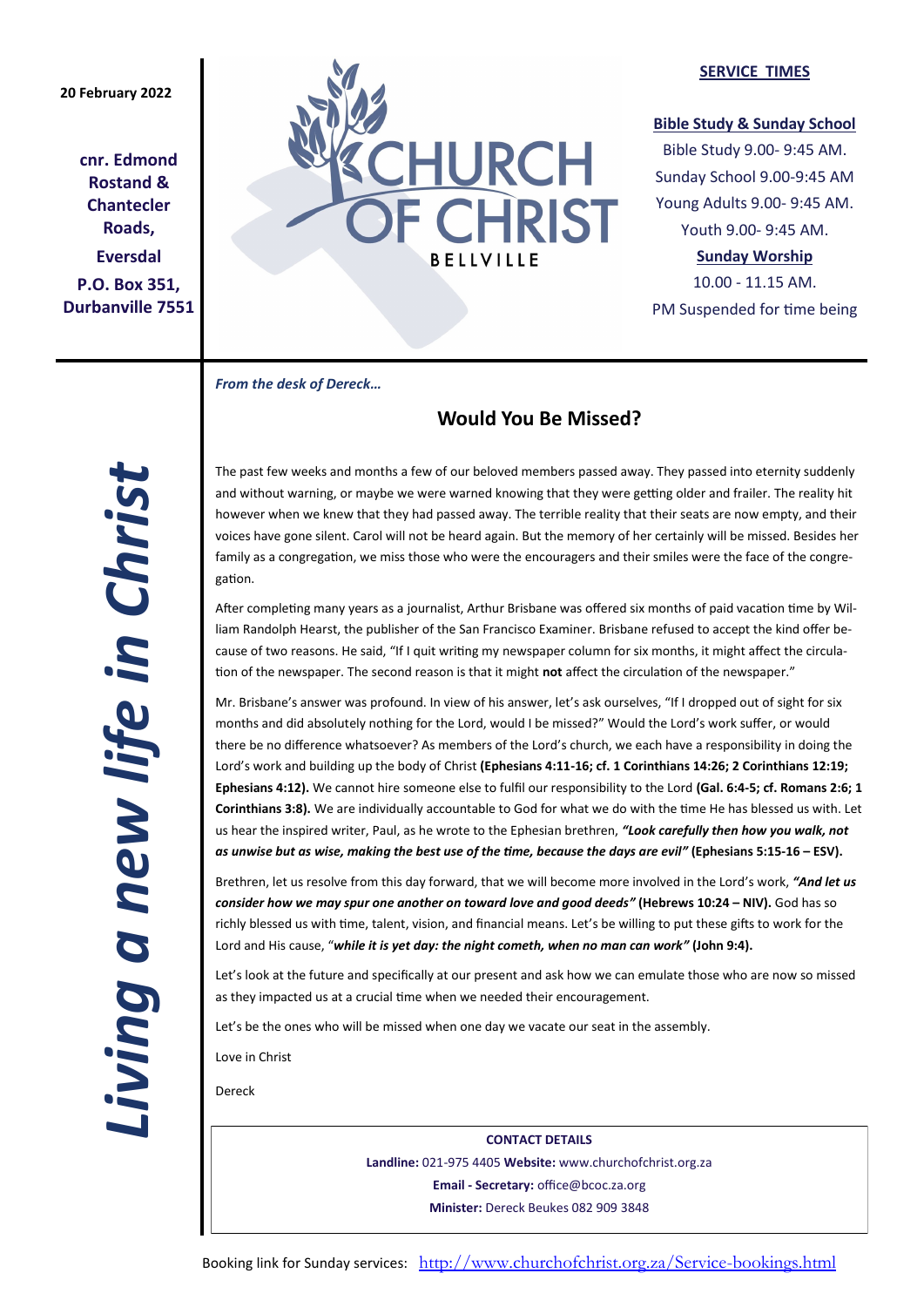**20 February 2022**

**cnr. Edmond Rostand & Chantecler Roads,**

**Eversdal**

**P.O. Box 351, Durbanville 7551**

# CHURCH OF CHRIST BELLVILLE

**SERVICE TIMES**

**Bible Study & Sunday School**

Bible Study 9.00- 9:45 AM.
Sunday School 9.00-9:45 AM
Young Adults 9.00- 9:45 AM.
Youth 9.00- 9:45 AM.

**Sunday Worship**

10.00 - 11.15 AM.
PM Suspended for time being

***Living a new life in Christ***

***From the desk of Dereck…***

## Would You Be Missed?

The past few weeks and months a few of our beloved members passed away. They passed into eternity suddenly and without warning, or maybe we were warned knowing that they were getting older and frailer. The reality hit however when we knew that they had passed away. The terrible reality that their seats are now empty, and their voices have gone silent. Carol will not be heard again. But the memory of her certainly will be missed. Besides her family as a congregation, we miss those who were the encouragers and their smiles were the face of the congregation.

After completing many years as a journalist, Arthur Brisbane was offered six months of paid vacation time by William Randolph Hearst, the publisher of the San Francisco Examiner. Brisbane refused to accept the kind offer because of two reasons. He said, "If I quit writing my newspaper column for six months, it might affect the circulation of the newspaper. The second reason is that it might **not** affect the circulation of the newspaper."

Mr. Brisbane's answer was profound. In view of his answer, let's ask ourselves, "If I dropped out of sight for six months and did absolutely nothing for the Lord, would I be missed?" Would the Lord's work suffer, or would there be no difference whatsoever? As members of the Lord's church, we each have a responsibility in doing the Lord's work and building up the body of Christ **(Ephesians 4:11-16; cf. 1 Corinthians 14:26; 2 Corinthians 12:19; Ephesians 4:12).** We cannot hire someone else to fulfil our responsibility to the Lord **(Gal. 6:4-5; cf. Romans 2:6; 1 Corinthians 3:8).** We are individually accountable to God for what we do with the time He has blessed us with. Let us hear the inspired writer, Paul, as he wrote to the Ephesian brethren, ***"Look carefully then how you walk, not as unwise but as wise, making the best use of the time, because the days are evil"* (Ephesians 5:15-16 – ESV).**

Brethren, let us resolve from this day forward, that we will become more involved in the Lord's work, ***"And let us consider how we may spur one another on toward love and good deeds"* (Hebrews 10:24 – NIV).** God has so richly blessed us with time, talent, vision, and financial means. Let's be willing to put these gifts to work for the Lord and His cause, "***while it is yet day: the night cometh, when no man can work"* (John 9:4).**

Let's look at the future and specifically at our present and ask how we can emulate those who are now so missed as they impacted us at a crucial time when we needed their encouragement.

Let's be the ones who will be missed when one day we vacate our seat in the assembly.

Love in Christ

Dereck

**CONTACT DETAILS**

**Landline:** 021-975 4405 **Website:** www.churchofchrist.org.za

**Email - Secretary:** office@bcoc.za.org

**Minister:** Dereck Beukes 082 909 3848

Booking link for Sunday services: http://www.churchofchrist.org.za/Service-bookings.html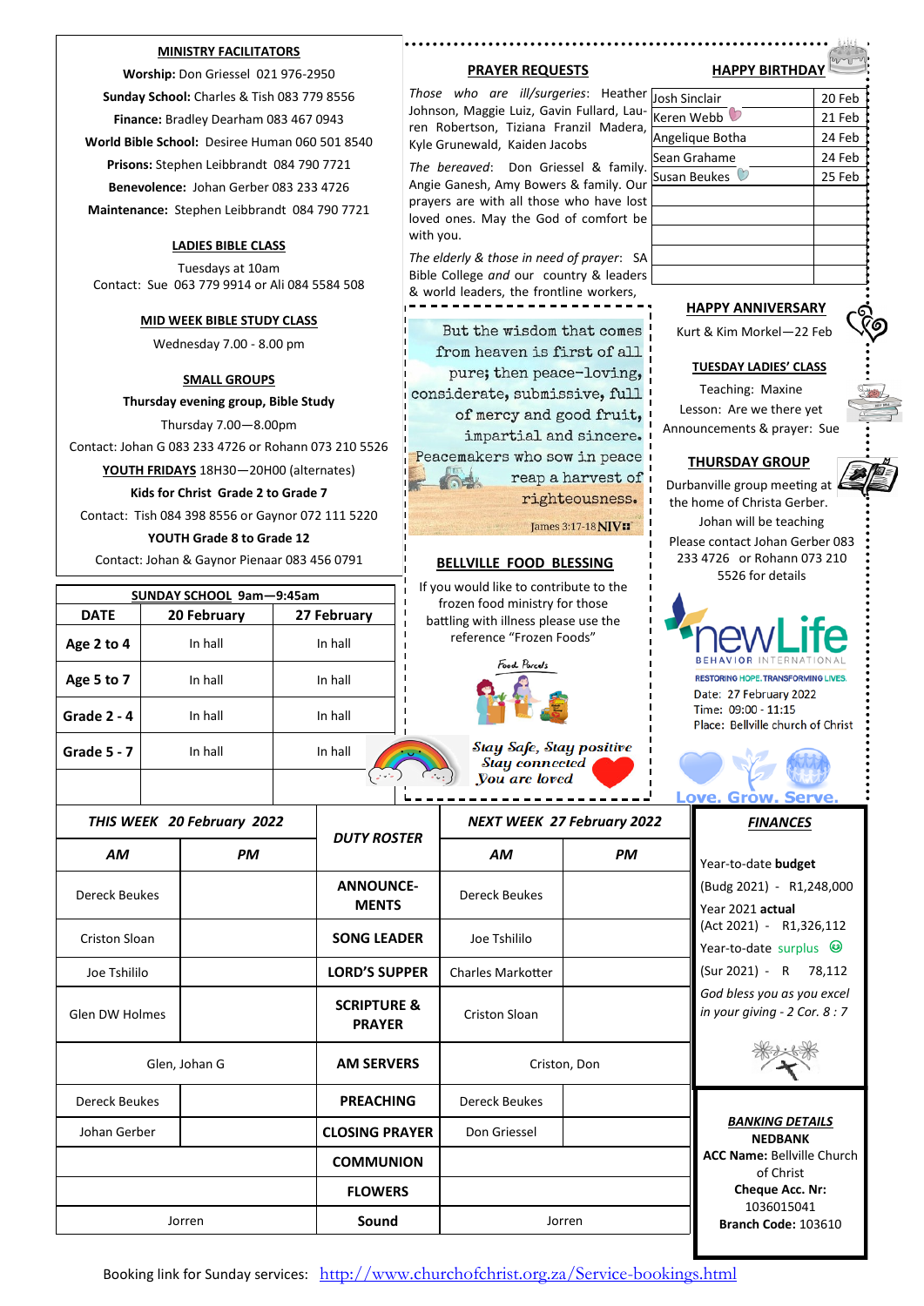## MINISTRY FACILITATORS

**Worship:** Don Griessel 021 976-2950

**Sunday School:** Charles & Tish 083 779 8556

**Finance:** Bradley Dearham 083 467 0943

**World Bible School:** Desiree Human 060 501 8540

**Prisons:** Stephen Leibbrandt 084 790 7721

**Benevolence:** Johan Gerber 083 233 4726

**Maintenance:** Stephen Leibbrandt 084 790 7721

## LADIES BIBLE CLASS

Tuesdays at 10am

Contact: Sue 063 779 9914 or Ali 084 5584 508

## MID WEEK BIBLE STUDY CLASS

Wednesday 7.00 - 8.00 pm

## SMALL GROUPS

**Thursday evening group, Bible Study**

Thursday 7.00—8.00pm

Contact: Johan G 083 233 4726 or Rohann 073 210 5526

**YOUTH FRIDAYS** 18H30—20H00 (alternates)

**Kids for Christ Grade 2 to Grade 7**

Contact: Tish 084 398 8556 or Gaynor 072 111 5220

**YOUTH Grade 8 to Grade 12**

Contact: Johan & Gaynor Pienaar 083 456 0791

| SUNDAY SCHOOL 9am—9:45am | | |
|---|---|---|
| **DATE** | **20 February** | **27 February** |
| **Age 2 to 4** | In hall | In hall |
| **Age 5 to 7** | In hall | In hall |
| **Grade 2 - 4** | In hall | In hall |
| **Grade 5 - 7** | In hall | In hall |

## PRAYER REQUESTS

*Those who are ill/surgeries*: Heather Johnson, Maggie Luiz, Gavin Fullard, Lauren Robertson, Tiziana Franzil Madera, Kyle Grunewald, Kaiden Jacobs

*The bereaved*: Don Griessel & family. Angie Ganesh, Amy Bowers & family. Our prayers are with all those who have lost loved ones. May the God of comfort be with you.

*The elderly & those in need of prayer*: SA Bible College *and* our country & leaders & world leaders, the frontline workers,

But the wisdom that comes from heaven is first of all pure; then peace-loving, considerate, submissive, full of mercy and good fruit, impartial and sincere. Peacemakers who sow in peace reap a harvest of righteousness.

James 3:17-18 NIV

## BELLVILLE FOOD BLESSING

If you would like to contribute to the frozen food ministry for those battling with illness please use the reference "Frozen Foods"

Food Parcels

*Stay Safe, Stay positive*
*Stay connected*
*You are loved*

## HAPPY BIRTHDAY

| | |
|---|---|
| Josh Sinclair | 20 Feb |
| Keren Webb | 21 Feb |
| Angelique Botha | 24 Feb |
| Sean Grahame | 24 Feb |
| Susan Beukes | 25 Feb |

## HAPPY ANNIVERSARY

Kurt & Kim Morkel—22 Feb

## TUESDAY LADIES' CLASS

Teaching: Maxine

Lesson: Are we there yet

Announcements & prayer: Sue

## THURSDAY GROUP

Durbanville group meeting at the home of Christa Gerber. Johan will be teaching

Please contact Johan Gerber 083 233 4726 or Rohann 073 210 5526 for details

newLife BEHAVIOR INTERNATIONAL

RESTORING HOPE. TRANSFORMING LIVES.

Date: 27 February 2022

Time: 09:00 - 11:15

Place: Bellville church of Christ

Love. Grow. Serve.

| THIS WEEK 20 February 2022 | | DUTY ROSTER | NEXT WEEK 27 February 2022 | |
|---|---|---|---|---|
| **AM** | **PM** | | **AM** | **PM** |
| Dereck Beukes | | **ANNOUNCE-MENTS** | Dereck Beukes | |
| Criston Sloan | | **SONG LEADER** | Joe Tshililo | |
| Joe Tshililo | | **LORD'S SUPPER** | Charles Markotter | |
| Glen DW Holmes | | **SCRIPTURE & PRAYER** | Criston Sloan | |
| Glen, Johan G | | **AM SERVERS** | Criston, Don | |
| Dereck Beukes | | **PREACHING** | Dereck Beukes | |
| Johan Gerber | | **CLOSING PRAYER** | Don Griessel | |
| | | **COMMUNION** | | |
| | | **FLOWERS** | | |
| Jorren | | **Sound** | Jorren | |

## FINANCES

Year-to-date **budget**

(Budg 2021) - R1,248,000

Year 2021 **actual**

(Act 2021) - R1,326,112

Year-to-date surplus

(Sur 2021) - R 78,112

*God bless you as you excel in your giving - 2 Cor. 8 : 7*

## BANKING DETAILS

**NEDBANK**

**ACC Name:** Bellville Church of Christ

**Cheque Acc. Nr:** 1036015041

**Branch Code:** 103610

Booking link for Sunday services: http://www.churchofchrist.org.za/Service-bookings.html